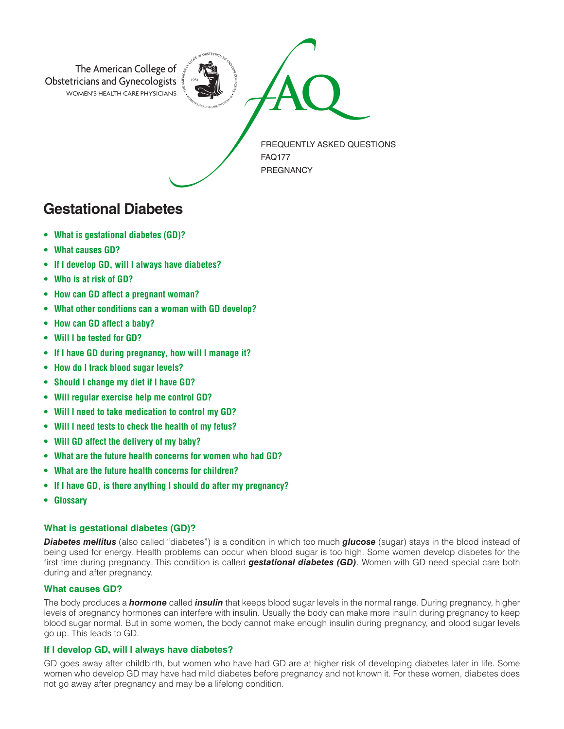The American College of Obstetricians and Gynecologists
WOMEN'S HEALTH CARE PHYSICIANS

FAQ

FREQUENTLY ASKED QUESTIONS
FAQ177
PREGNANCY

# Gestational Diabetes

- **What is gestational diabetes (GD)?**
- **What causes GD?**
- **If I develop GD, will I always have diabetes?**
- **Who is at risk of GD?**
- **How can GD affect a pregnant woman?**
- **What other conditions can a woman with GD develop?**
- **How can GD affect a baby?**
- **Will I be tested for GD?**
- **If I have GD during pregnancy, how will I manage it?**
- **How do I track blood sugar levels?**
- **Should I change my diet if I have GD?**
- **Will regular exercise help me control GD?**
- **Will I need to take medication to control my GD?**
- **Will I need tests to check the health of my fetus?**
- **Will GD affect the delivery of my baby?**
- **What are the future health concerns for women who had GD?**
- **What are the future health concerns for children?**
- **If I have GD, is there anything I should do after my pregnancy?**
- **Glossary**

### What is gestational diabetes (GD)?

***Diabetes mellitus*** (also called "diabetes") is a condition in which too much ***glucose*** (sugar) stays in the blood instead of being used for energy. Health problems can occur when blood sugar is too high. Some women develop diabetes for the first time during pregnancy. This condition is called ***gestational diabetes (GD)***. Women with GD need special care both during and after pregnancy.

### What causes GD?

The body produces a ***hormone*** called ***insulin*** that keeps blood sugar levels in the normal range. During pregnancy, higher levels of pregnancy hormones can interfere with insulin. Usually the body can make more insulin during pregnancy to keep blood sugar normal. But in some women, the body cannot make enough insulin during pregnancy, and blood sugar levels go up. This leads to GD.

### If I develop GD, will I always have diabetes?

GD goes away after childbirth, but women who have had GD are at higher risk of developing diabetes later in life. Some women who develop GD may have had mild diabetes before pregnancy and not known it. For these women, diabetes does not go away after pregnancy and may be a lifelong condition.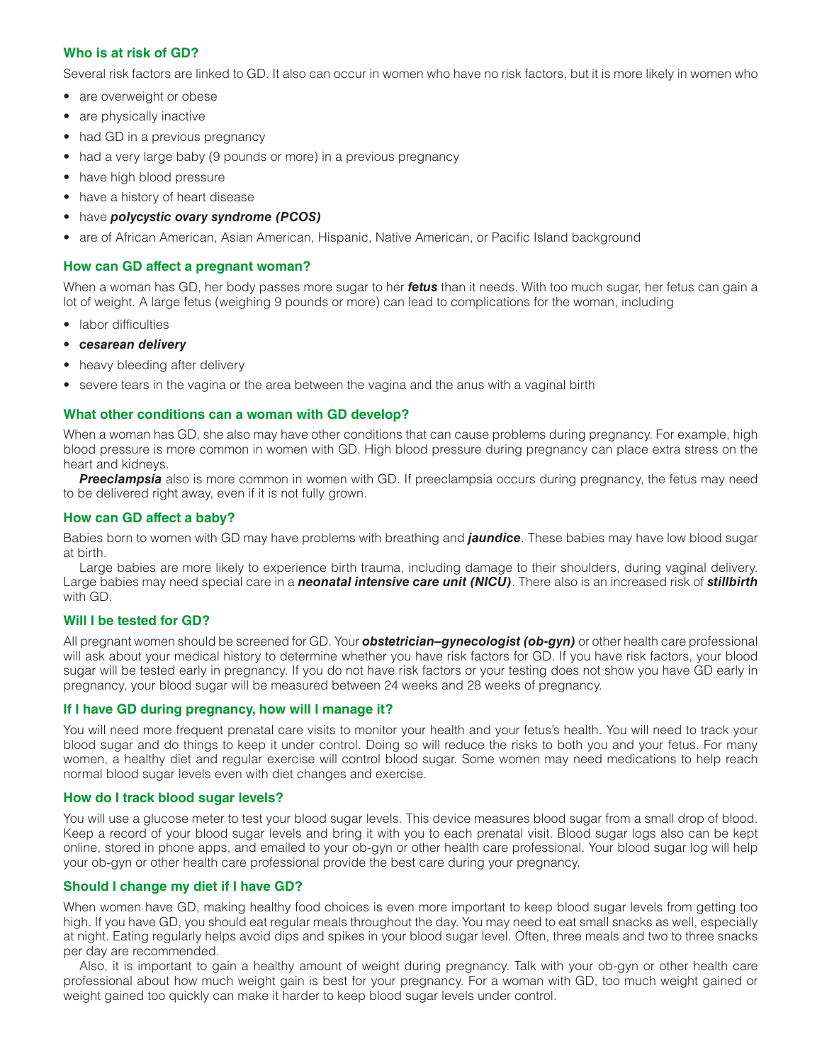### Who is at risk of GD?

Several risk factors are linked to GD. It also can occur in women who have no risk factors, but it is more likely in women who

- are overweight or obese
- are physically inactive
- had GD in a previous pregnancy
- had a very large baby (9 pounds or more) in a previous pregnancy
- have high blood pressure
- have a history of heart disease
- have ***polycystic ovary syndrome (PCOS)***
- are of African American, Asian American, Hispanic, Native American, or Pacific Island background

### How can GD affect a pregnant woman?

When a woman has GD, her body passes more sugar to her ***fetus*** than it needs. With too much sugar, her fetus can gain a lot of weight. A large fetus (weighing 9 pounds or more) can lead to complications for the woman, including

- labor difficulties
- ***cesarean delivery***
- heavy bleeding after delivery
- severe tears in the vagina or the area between the vagina and the anus with a vaginal birth

### What other conditions can a woman with GD develop?

When a woman has GD, she also may have other conditions that can cause problems during pregnancy. For example, high blood pressure is more common in women with GD. High blood pressure during pregnancy can place extra stress on the heart and kidneys.

***Preeclampsia*** also is more common in women with GD. If preeclampsia occurs during pregnancy, the fetus may need to be delivered right away, even if it is not fully grown.

### How can GD affect a baby?

Babies born to women with GD may have problems with breathing and ***jaundice***. These babies may have low blood sugar at birth.

Large babies are more likely to experience birth trauma, including damage to their shoulders, during vaginal delivery. Large babies may need special care in a ***neonatal intensive care unit (NICU)***. There also is an increased risk of ***stillbirth*** with GD.

### Will I be tested for GD?

All pregnant women should be screened for GD. Your ***obstetrician–gynecologist (ob-gyn)*** or other health care professional will ask about your medical history to determine whether you have risk factors for GD. If you have risk factors, your blood sugar will be tested early in pregnancy. If you do not have risk factors or your testing does not show you have GD early in pregnancy, your blood sugar will be measured between 24 weeks and 28 weeks of pregnancy.

### If I have GD during pregnancy, how will I manage it?

You will need more frequent prenatal care visits to monitor your health and your fetus's health. You will need to track your blood sugar and do things to keep it under control. Doing so will reduce the risks to both you and your fetus. For many women, a healthy diet and regular exercise will control blood sugar. Some women may need medications to help reach normal blood sugar levels even with diet changes and exercise.

### How do I track blood sugar levels?

You will use a glucose meter to test your blood sugar levels. This device measures blood sugar from a small drop of blood. Keep a record of your blood sugar levels and bring it with you to each prenatal visit. Blood sugar logs also can be kept online, stored in phone apps, and emailed to your ob-gyn or other health care professional. Your blood sugar log will help your ob-gyn or other health care professional provide the best care during your pregnancy.

### Should I change my diet if I have GD?

When women have GD, making healthy food choices is even more important to keep blood sugar levels from getting too high. If you have GD, you should eat regular meals throughout the day. You may need to eat small snacks as well, especially at night. Eating regularly helps avoid dips and spikes in your blood sugar level. Often, three meals and two to three snacks per day are recommended.

Also, it is important to gain a healthy amount of weight during pregnancy. Talk with your ob-gyn or other health care professional about how much weight gain is best for your pregnancy. For a woman with GD, too much weight gained or weight gained too quickly can make it harder to keep blood sugar levels under control.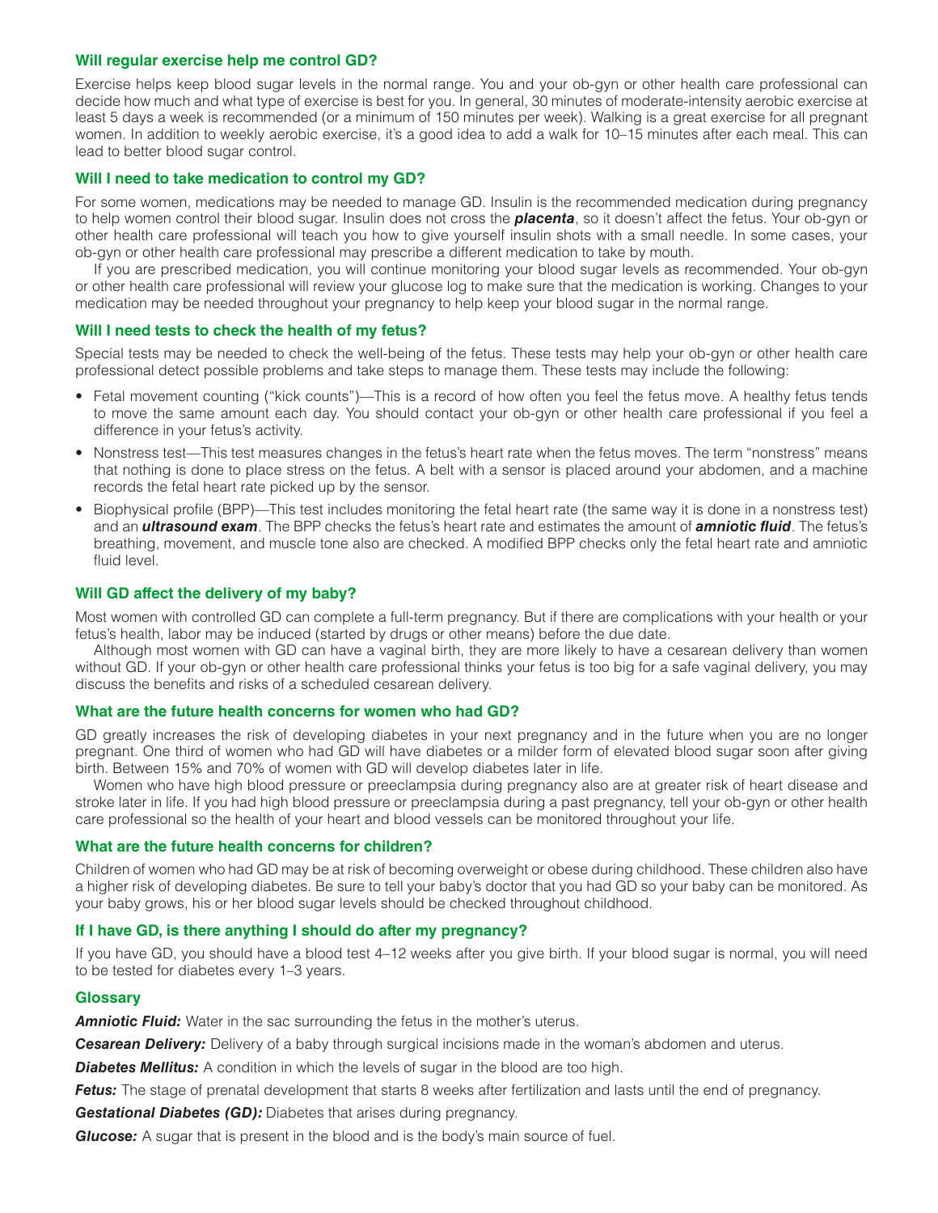### Will regular exercise help me control GD?

Exercise helps keep blood sugar levels in the normal range. You and your ob-gyn or other health care professional can decide how much and what type of exercise is best for you. In general, 30 minutes of moderate-intensity aerobic exercise at least 5 days a week is recommended (or a minimum of 150 minutes per week). Walking is a great exercise for all pregnant women. In addition to weekly aerobic exercise, it's a good idea to add a walk for 10–15 minutes after each meal. This can lead to better blood sugar control.

### Will I need to take medication to control my GD?

For some women, medications may be needed to manage GD. Insulin is the recommended medication during pregnancy to help women control their blood sugar. Insulin does not cross the ***placenta***, so it doesn't affect the fetus. Your ob-gyn or other health care professional will teach you how to give yourself insulin shots with a small needle. In some cases, your ob-gyn or other health care professional may prescribe a different medication to take by mouth.

If you are prescribed medication, you will continue monitoring your blood sugar levels as recommended. Your ob-gyn or other health care professional will review your glucose log to make sure that the medication is working. Changes to your medication may be needed throughout your pregnancy to help keep your blood sugar in the normal range.

### Will I need tests to check the health of my fetus?

Special tests may be needed to check the well-being of the fetus. These tests may help your ob-gyn or other health care professional detect possible problems and take steps to manage them. These tests may include the following:

- Fetal movement counting ("kick counts")—This is a record of how often you feel the fetus move. A healthy fetus tends to move the same amount each day. You should contact your ob-gyn or other health care professional if you feel a difference in your fetus's activity.
- Nonstress test—This test measures changes in the fetus's heart rate when the fetus moves. The term "nonstress" means that nothing is done to place stress on the fetus. A belt with a sensor is placed around your abdomen, and a machine records the fetal heart rate picked up by the sensor.
- Biophysical profile (BPP)—This test includes monitoring the fetal heart rate (the same way it is done in a nonstress test) and an ***ultrasound exam***. The BPP checks the fetus's heart rate and estimates the amount of ***amniotic fluid***. The fetus's breathing, movement, and muscle tone also are checked. A modified BPP checks only the fetal heart rate and amniotic fluid level.

### Will GD affect the delivery of my baby?

Most women with controlled GD can complete a full-term pregnancy. But if there are complications with your health or your fetus's health, labor may be induced (started by drugs or other means) before the due date.

Although most women with GD can have a vaginal birth, they are more likely to have a cesarean delivery than women without GD. If your ob-gyn or other health care professional thinks your fetus is too big for a safe vaginal delivery, you may discuss the benefits and risks of a scheduled cesarean delivery.

### What are the future health concerns for women who had GD?

GD greatly increases the risk of developing diabetes in your next pregnancy and in the future when you are no longer pregnant. One third of women who had GD will have diabetes or a milder form of elevated blood sugar soon after giving birth. Between 15% and 70% of women with GD will develop diabetes later in life.

Women who have high blood pressure or preeclampsia during pregnancy also are at greater risk of heart disease and stroke later in life. If you had high blood pressure or preeclampsia during a past pregnancy, tell your ob-gyn or other health care professional so the health of your heart and blood vessels can be monitored throughout your life.

### What are the future health concerns for children?

Children of women who had GD may be at risk of becoming overweight or obese during childhood. These children also have a higher risk of developing diabetes. Be sure to tell your baby's doctor that you had GD so your baby can be monitored. As your baby grows, his or her blood sugar levels should be checked throughout childhood.

### If I have GD, is there anything I should do after my pregnancy?

If you have GD, you should have a blood test 4–12 weeks after you give birth. If your blood sugar is normal, you will need to be tested for diabetes every 1–3 years.

### Glossary

***Amniotic Fluid:*** Water in the sac surrounding the fetus in the mother's uterus.

***Cesarean Delivery:*** Delivery of a baby through surgical incisions made in the woman's abdomen and uterus.

***Diabetes Mellitus:*** A condition in which the levels of sugar in the blood are too high.

***Fetus:*** The stage of prenatal development that starts 8 weeks after fertilization and lasts until the end of pregnancy.

***Gestational Diabetes (GD):*** Diabetes that arises during pregnancy.

***Glucose:*** A sugar that is present in the blood and is the body's main source of fuel.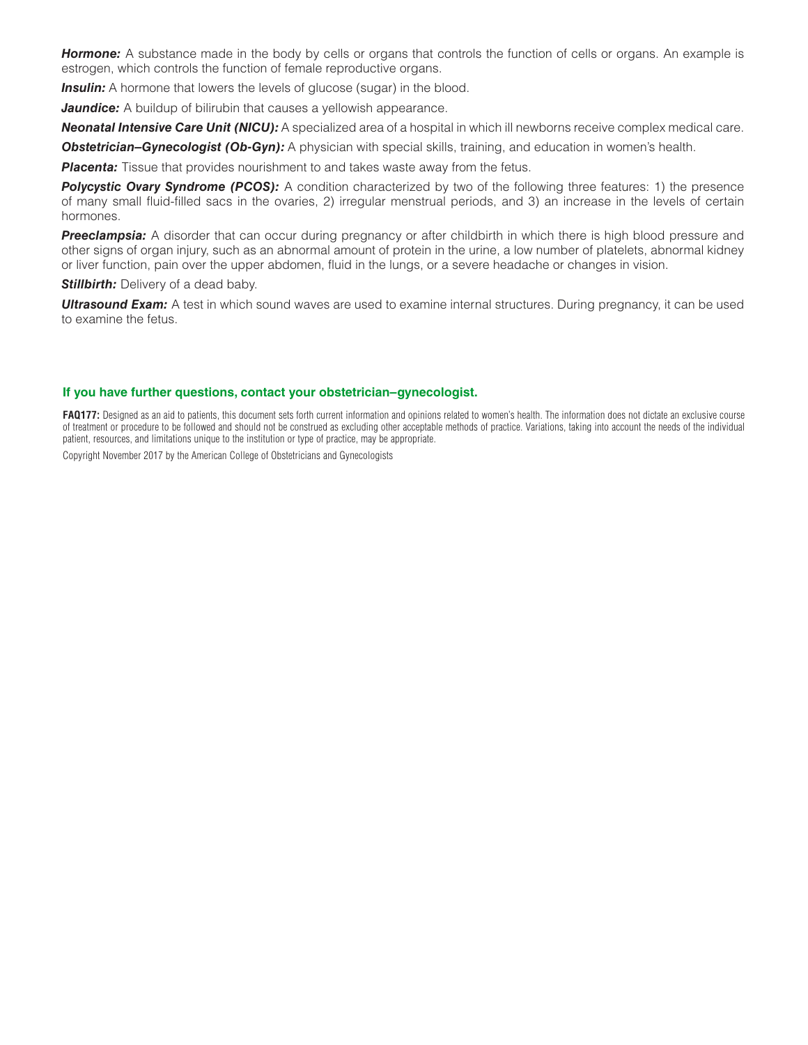***Hormone:*** A substance made in the body by cells or organs that controls the function of cells or organs. An example is estrogen, which controls the function of female reproductive organs.

***Insulin:*** A hormone that lowers the levels of glucose (sugar) in the blood.

***Jaundice:*** A buildup of bilirubin that causes a yellowish appearance.

***Neonatal Intensive Care Unit (NICU):*** A specialized area of a hospital in which ill newborns receive complex medical care.

***Obstetrician–Gynecologist (Ob-Gyn):*** A physician with special skills, training, and education in women's health.

***Placenta:*** Tissue that provides nourishment to and takes waste away from the fetus.

***Polycystic Ovary Syndrome (PCOS):*** A condition characterized by two of the following three features: 1) the presence of many small fluid-filled sacs in the ovaries, 2) irregular menstrual periods, and 3) an increase in the levels of certain hormones.

***Preeclampsia:*** A disorder that can occur during pregnancy or after childbirth in which there is high blood pressure and other signs of organ injury, such as an abnormal amount of protein in the urine, a low number of platelets, abnormal kidney or liver function, pain over the upper abdomen, fluid in the lungs, or a severe headache or changes in vision.

***Stillbirth:*** Delivery of a dead baby.

***Ultrasound Exam:*** A test in which sound waves are used to examine internal structures. During pregnancy, it can be used to examine the fetus.

**If you have further questions, contact your obstetrician–gynecologist.**

**FAQ177:** Designed as an aid to patients, this document sets forth current information and opinions related to women's health. The information does not dictate an exclusive course of treatment or procedure to be followed and should not be construed as excluding other acceptable methods of practice. Variations, taking into account the needs of the individual patient, resources, and limitations unique to the institution or type of practice, may be appropriate.

Copyright November 2017 by the American College of Obstetricians and Gynecologists